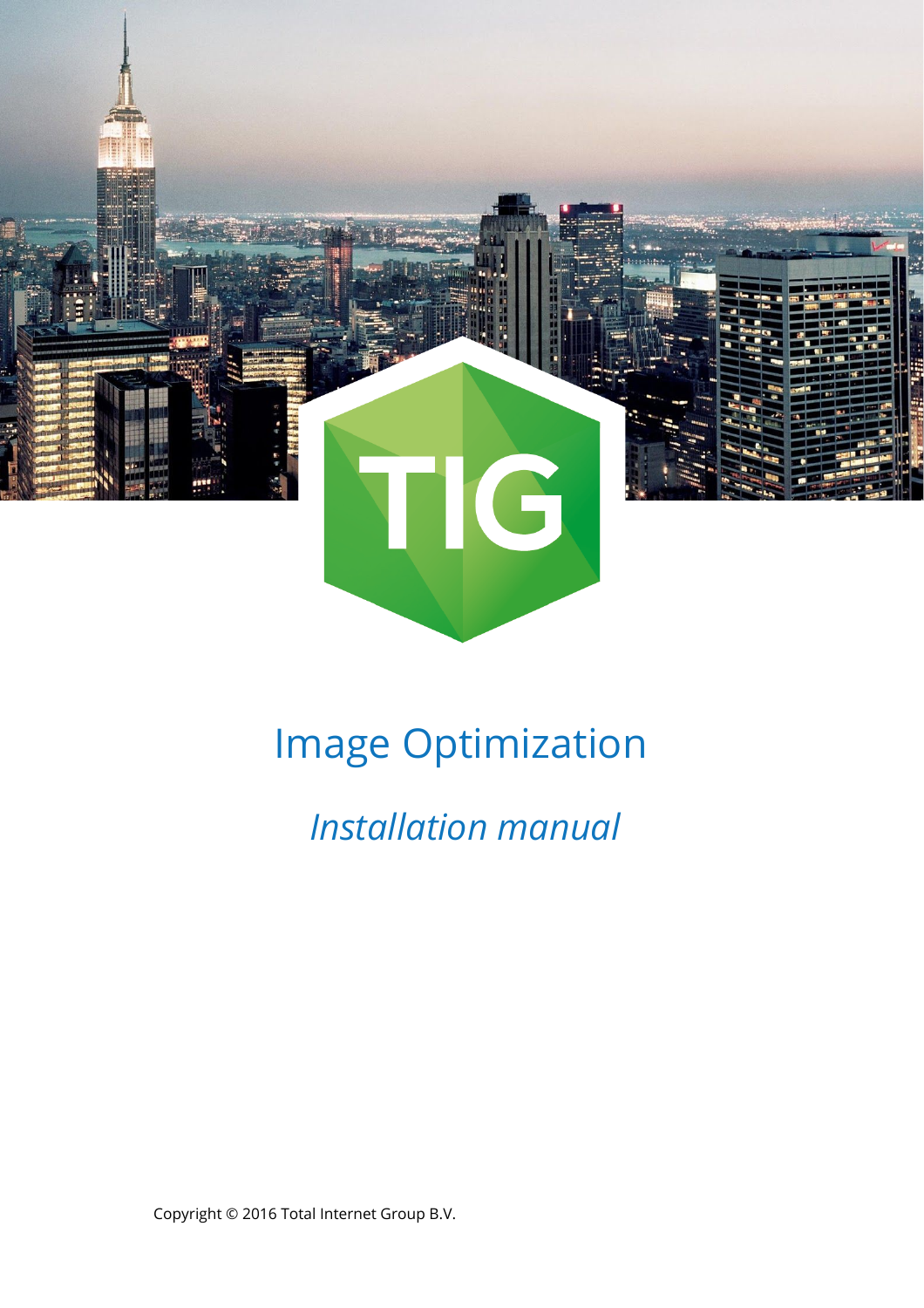TIG

# Image Optimization

## *Installation manual*

Copyright © 2016 Total Internet Group B.V.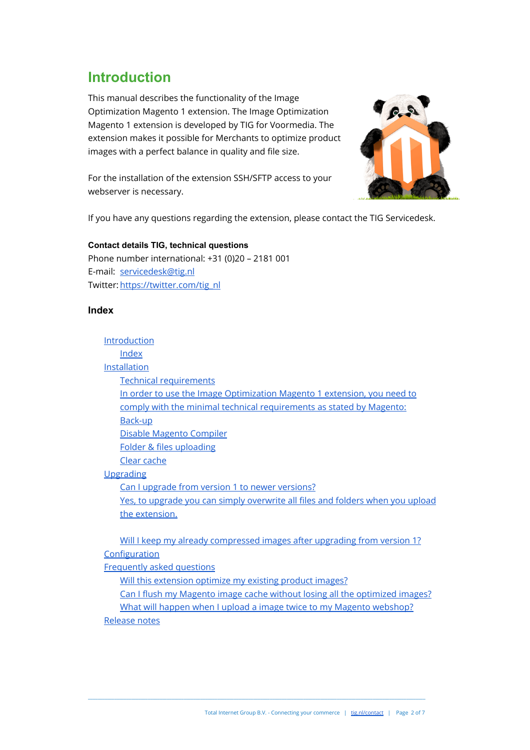# Introduction

This manual describes the functionality of the Image Optimization Magento 1 extension. The Image Optimization Magento 1 extension is developed by TIG for Voormedia. The extension makes it possible for Merchants to optimize product images with a perfect balance in quality and file size.

For the installation of the extension SSH/SFTP access to your webserver is necessary.

If you have any questions regarding the extension, please contact the TIG Servicedesk.

**Contact details TIG, technical questions**

Phone number international: +31 (0)20 – 2181 001

E-mail: servicedesk@tig.nl

Twitter: https://twitter.com/tig_nl

## Index

- Introduction
  - Index
- Installation
  - Technical requirements
  - In order to use the Image Optimization Magento 1 extension, you need to comply with the minimal technical requirements as stated by Magento:
  - Back-up
  - Disable Magento Compiler
  - Folder & files uploading
  - Clear cache
- Upgrading
  - Can I upgrade from version 1 to newer versions?
  - Yes, to upgrade you can simply overwrite all files and folders when you upload the extension.
  - Will I keep my already compressed images after upgrading from version 1?
- Configuration
- Frequently asked questions
  - Will this extension optimize my existing product images?
  - Can I flush my Magento image cache without losing all the optimized images?
  - What will happen when I upload a image twice to my Magento webshop?
- Release notes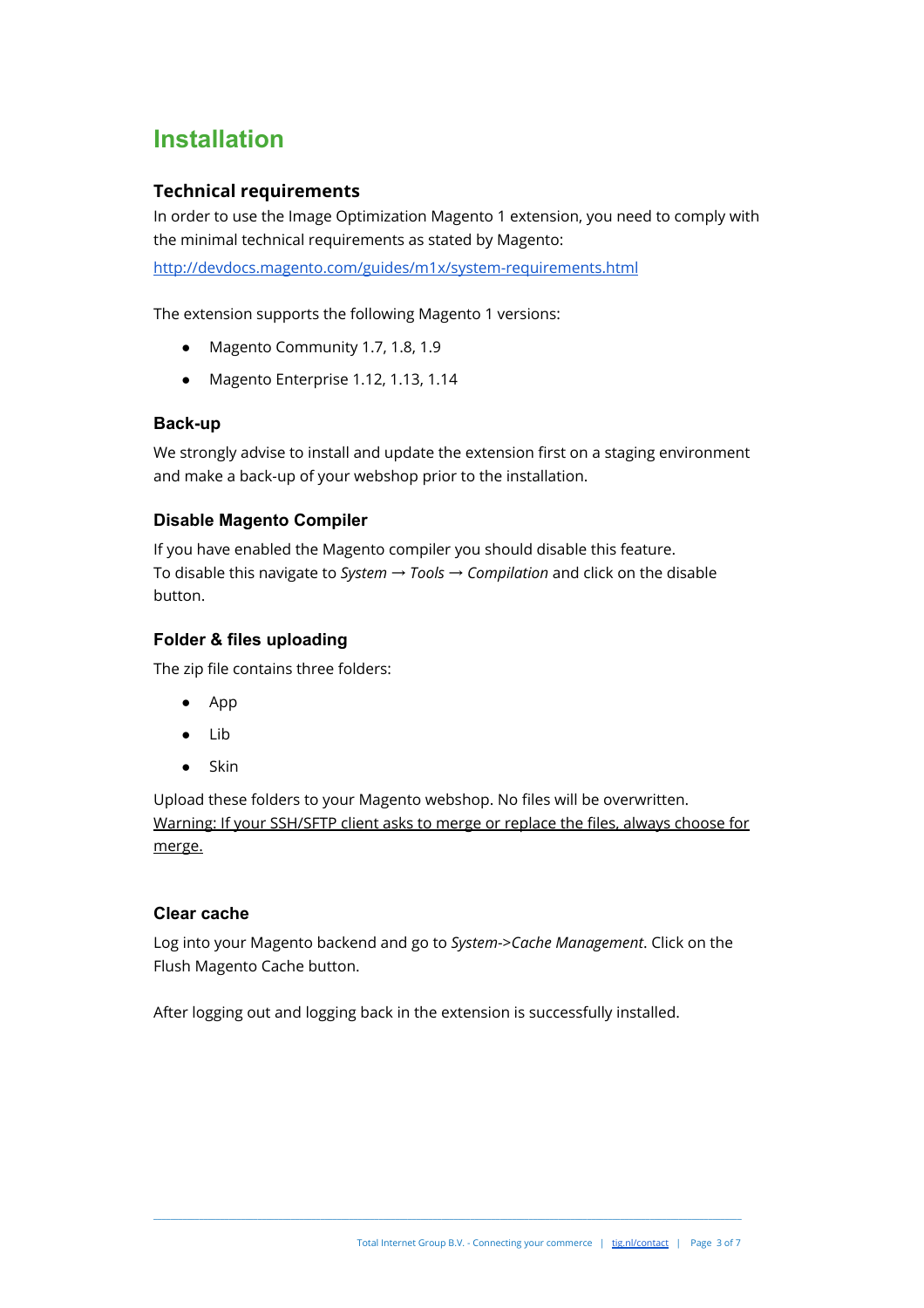# Installation

## Technical requirements

In order to use the Image Optimization Magento 1 extension, you need to comply with the minimal technical requirements as stated by Magento:

http://devdocs.magento.com/guides/m1x/system-requirements.html

The extension supports the following Magento 1 versions:

- Magento Community 1.7, 1.8, 1.9
- Magento Enterprise 1.12, 1.13, 1.14

### Back-up

We strongly advise to install and update the extension first on a staging environment and make a back-up of your webshop prior to the installation.

### Disable Magento Compiler

If you have enabled the Magento compiler you should disable this feature.
To disable this navigate to *System* → *Tools* → *Compilation* and click on the disable button.

### Folder & files uploading

The zip file contains three folders:

- App
- Lib
- Skin

Upload these folders to your Magento webshop. No files will be overwritten.
<u>Warning: If your SSH/SFTP client asks to merge or replace the files, always choose for merge.</u>

### Clear cache

Log into your Magento backend and go to *System->Cache Management*. Click on the Flush Magento Cache button.

After logging out and logging back in the extension is successfully installed.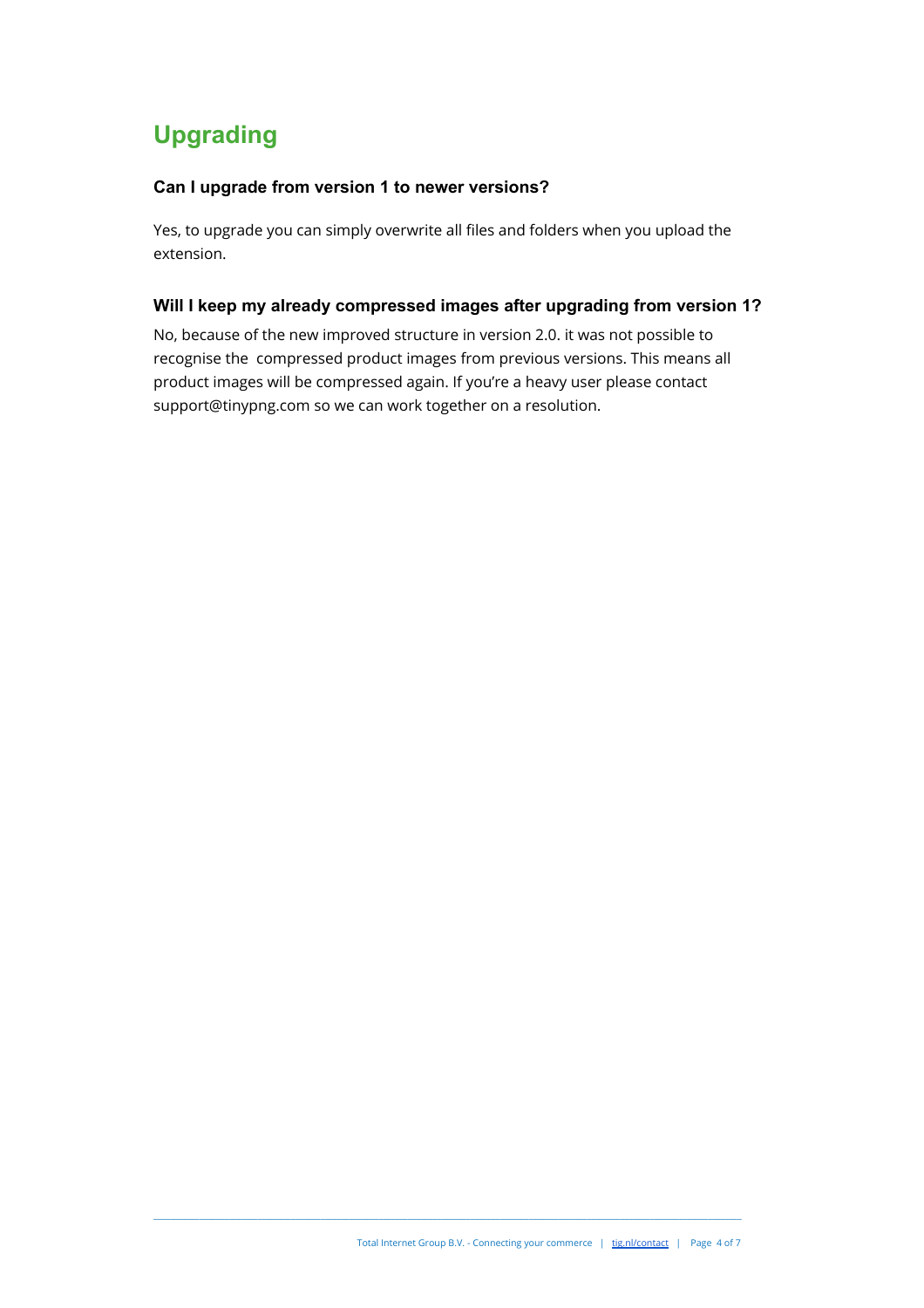# Upgrading

### Can I upgrade from version 1 to newer versions?

Yes, to upgrade you can simply overwrite all files and folders when you upload the extension.

### Will I keep my already compressed images after upgrading from version 1?

No, because of the new improved structure in version 2.0. it was not possible to recognise the compressed product images from previous versions. This means all product images will be compressed again. If you're a heavy user please contact support@tinypng.com so we can work together on a resolution.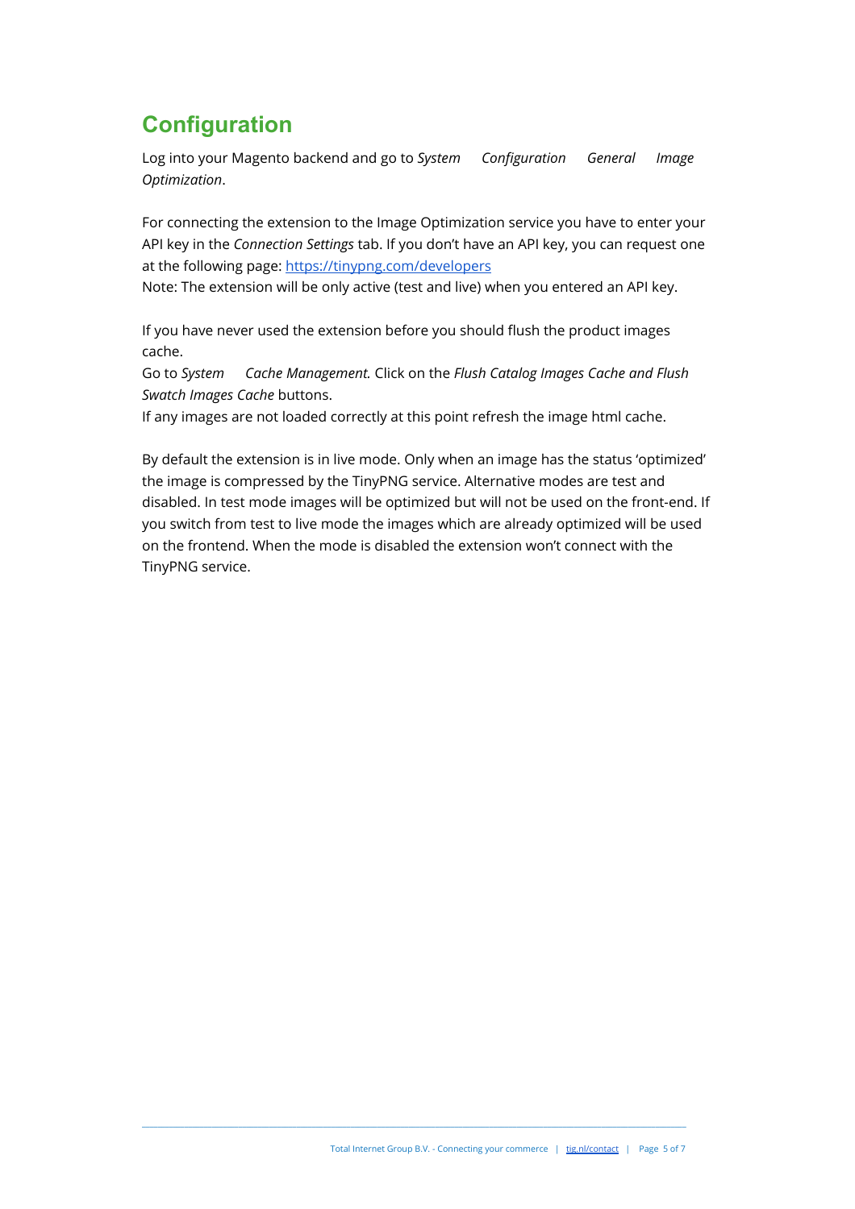## Configuration

Log into your Magento backend and go to *System* *Configuration* *General* *Image Optimization*.

For connecting the extension to the Image Optimization service you have to enter your API key in the *Connection Settings* tab. If you don't have an API key, you can request one at the following page: [https://tinypng.com/developers](https://tinypng.com/developers)
Note: The extension will be only active (test and live) when you entered an API key.

If you have never used the extension before you should flush the product images cache.
Go to *System* *Cache Management.* Click on the *Flush Catalog Images Cache and Flush Swatch Images Cache* buttons.
If any images are not loaded correctly at this point refresh the image html cache.

By default the extension is in live mode. Only when an image has the status 'optimized' the image is compressed by the TinyPNG service. Alternative modes are test and disabled. In test mode images will be optimized but will not be used on the front-end. If you switch from test to live mode the images which are already optimized will be used on the frontend. When the mode is disabled the extension won't connect with the TinyPNG service.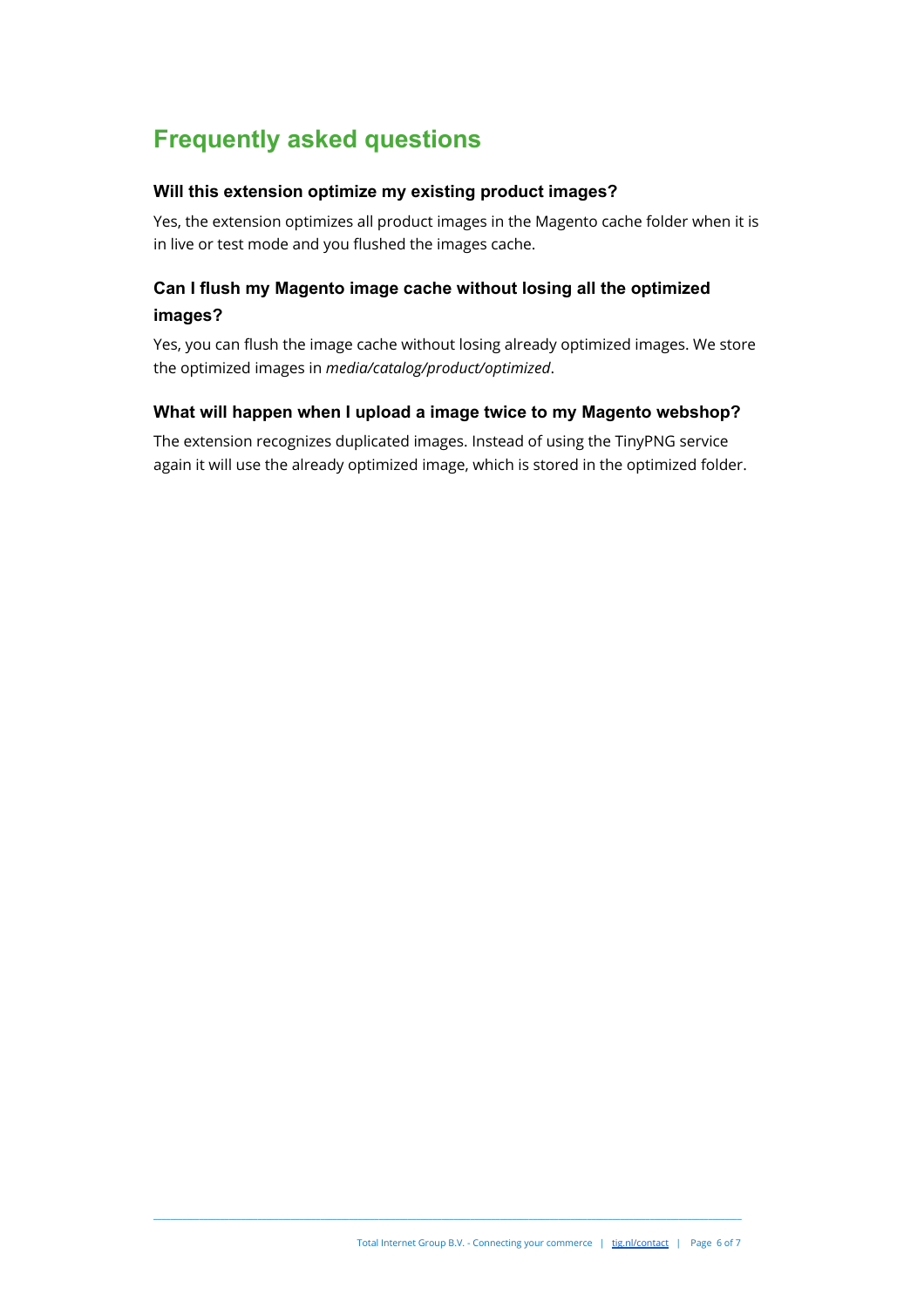# Frequently asked questions

### Will this extension optimize my existing product images?

Yes, the extension optimizes all product images in the Magento cache folder when it is in live or test mode and you flushed the images cache.

### Can I flush my Magento image cache without losing all the optimized images?

Yes, you can flush the image cache without losing already optimized images. We store the optimized images in *media/catalog/product/optimized*.

### What will happen when I upload a image twice to my Magento webshop?

The extension recognizes duplicated images. Instead of using the TinyPNG service again it will use the already optimized image, which is stored in the optimized folder.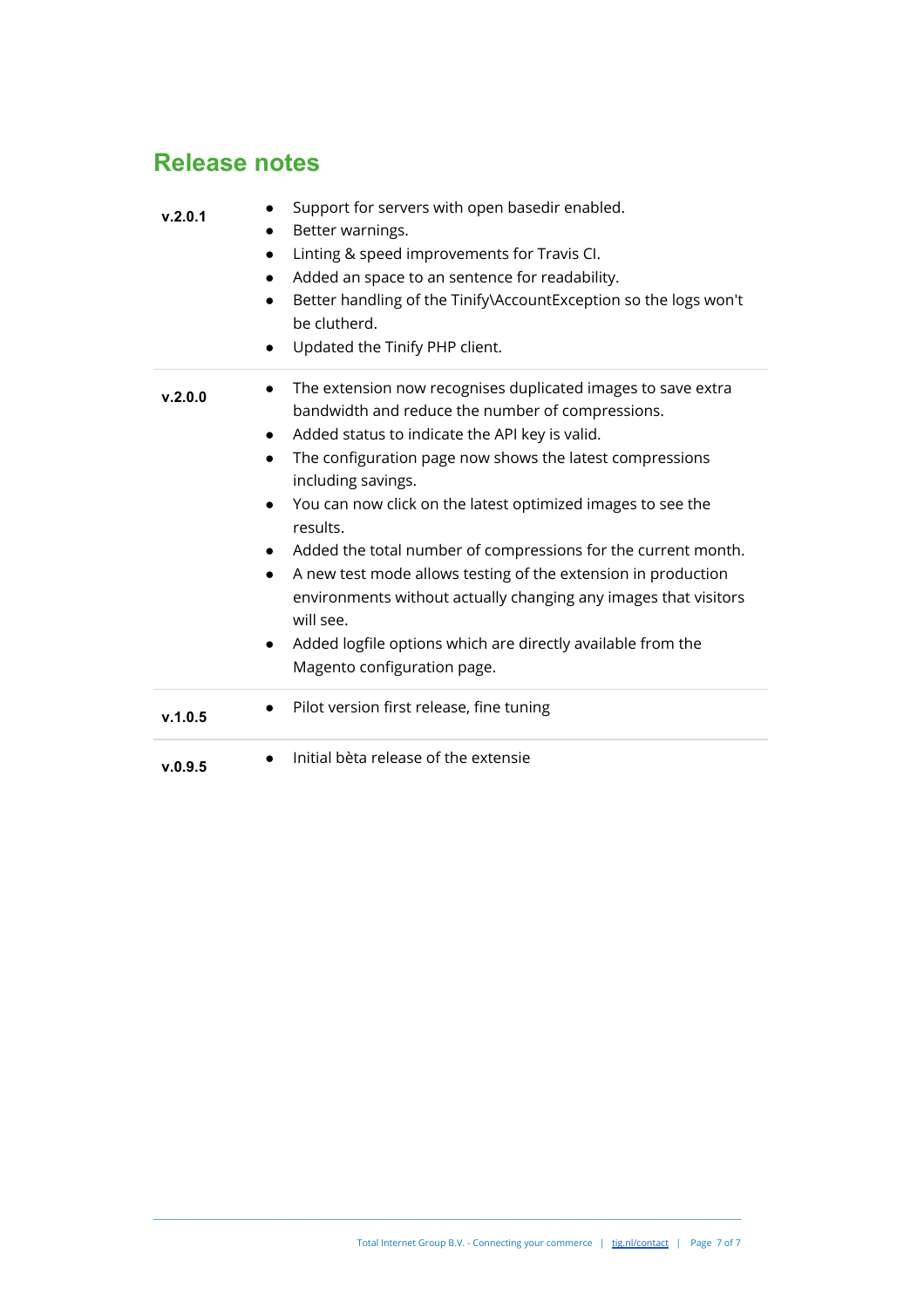## Release notes

| | |
|---|---|
| **v.2.0.1** | • Support for servers with open basedir enabled.<br>• Better warnings.<br>• Linting & speed improvements for Travis CI.<br>• Added an space to an sentence for readability.<br>• Better handling of the Tinify\AccountException so the logs won't be clutherd.<br>• Updated the Tinify PHP client. |
| **v.2.0.0** | • The extension now recognises duplicated images to save extra bandwidth and reduce the number of compressions.<br>• Added status to indicate the API key is valid.<br>• The configuration page now shows the latest compressions including savings.<br>• You can now click on the latest optimized images to see the results.<br>• Added the total number of compressions for the current month.<br>• A new test mode allows testing of the extension in production environments without actually changing any images that visitors will see.<br>• Added logfile options which are directly available from the Magento configuration page. |
| **v.1.0.5** | • Pilot version first release, fine tuning |
| **v.0.9.5** | • Initial bèta release of the extensie |